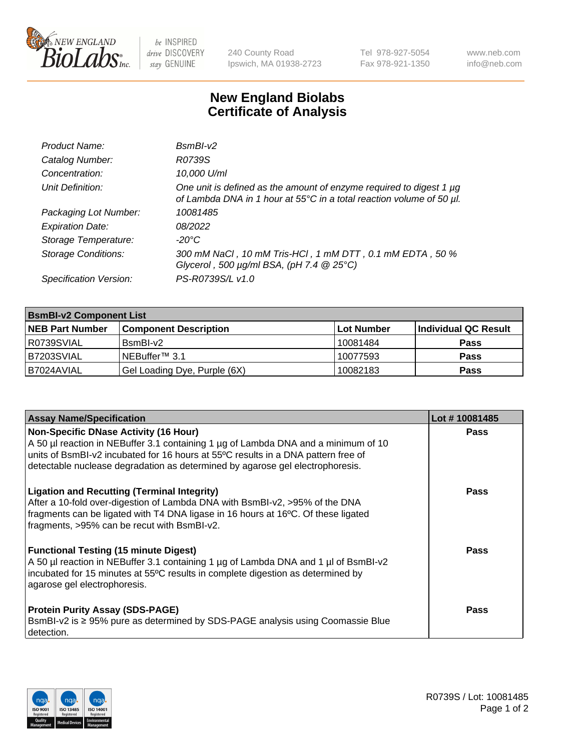# New England Biolabs Certificate of Analysis

| | |
|---|---|
| *Product Name:* | *BsmBI-v2* |
| *Catalog Number:* | *R0739S* |
| *Concentration:* | *10,000 U/ml* |
| *Unit Definition:* | *One unit is defined as the amount of enzyme required to digest 1 µg of Lambda DNA in 1 hour at 55°C in a total reaction volume of 50 µl.* |
| *Packaging Lot Number:* | *10081485* |
| *Expiration Date:* | *08/2022* |
| *Storage Temperature:* | *-20°C* |
| *Storage Conditions:* | *300 mM NaCl , 10 mM Tris-HCl , 1 mM DTT , 0.1 mM EDTA , 50 % Glycerol , 500 µg/ml BSA, (pH 7.4 @ 25°C)* |
| *Specification Version:* | *PS-R0739S/L v1.0* |

| **BsmBI-v2 Component List** | | | |
|---|---|---|---|
| **NEB Part Number** | **Component Description** | **Lot Number** | **Individual QC Result** |
| R0739SVIAL | BsmBI-v2 | 10081484 | **Pass** |
| B7203SVIAL | NEBuffer™ 3.1 | 10077593 | **Pass** |
| B7024AVIAL | Gel Loading Dye, Purple (6X) | 10082183 | **Pass** |

| **Assay Name/Specification** | **Lot # 10081485** |
|---|---|
| **Non-Specific DNase Activity (16 Hour)** A 50 µl reaction in NEBuffer 3.1 containing 1 µg of Lambda DNA and a minimum of 10 units of BsmBI-v2 incubated for 16 hours at 55ºC results in a DNA pattern free of detectable nuclease degradation as determined by agarose gel electrophoresis. | **Pass** |
| **Ligation and Recutting (Terminal Integrity)** After a 10-fold over-digestion of Lambda DNA with BsmBI-v2, >95% of the DNA fragments can be ligated with T4 DNA ligase in 16 hours at 16ºC. Of these ligated fragments, >95% can be recut with BsmBI-v2. | **Pass** |
| **Functional Testing (15 minute Digest)** A 50 µl reaction in NEBuffer 3.1 containing 1 µg of Lambda DNA and 1 µl of BsmBI-v2 incubated for 15 minutes at 55ºC results in complete digestion as determined by agarose gel electrophoresis. | **Pass** |
| **Protein Purity Assay (SDS-PAGE)** BsmBI-v2 is ≥ 95% pure as determined by SDS-PAGE analysis using Coomassie Blue detection. | **Pass** |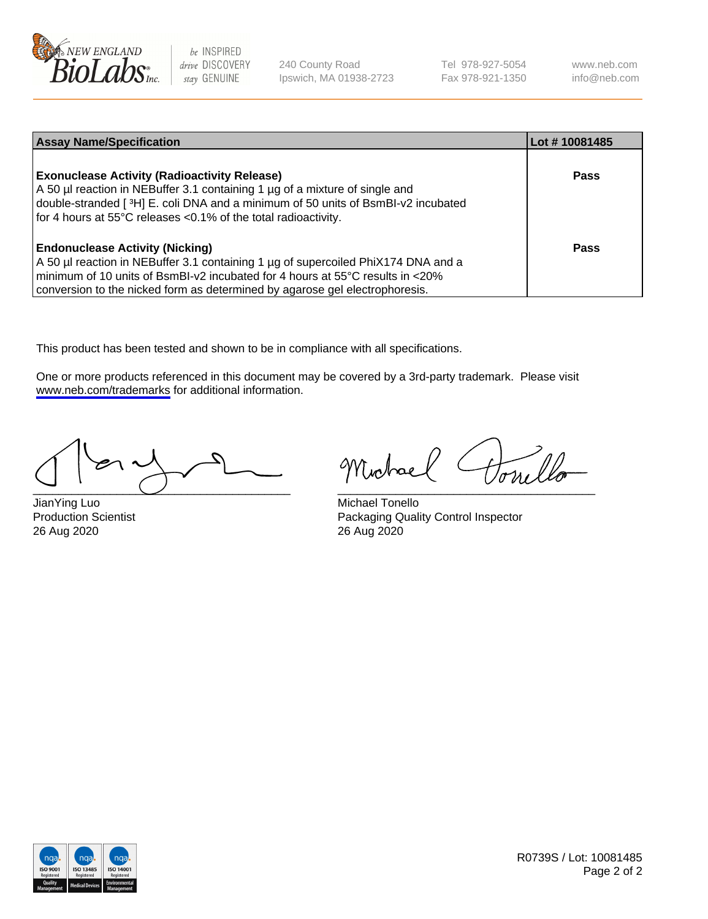| Assay Name/Specification | Lot # 10081485 |
|---|---|
| **Exonuclease Activity (Radioactivity Release)**<br>A 50 µl reaction in NEBuffer 3.1 containing 1 µg of a mixture of single and double-stranded [ $^3$H] E. coli DNA and a minimum of 50 units of BsmBI-v2 incubated for 4 hours at 55°C releases <0.1% of the total radioactivity. | **Pass** |
| **Endonuclease Activity (Nicking)**<br>A 50 µl reaction in NEBuffer 3.1 containing 1 µg of supercoiled PhiX174 DNA and a minimum of 10 units of BsmBI-v2 incubated for 4 hours at 55°C results in <20% conversion to the nicked form as determined by agarose gel electrophoresis. | **Pass** |

This product has been tested and shown to be in compliance with all specifications.

One or more products referenced in this document may be covered by a 3rd-party trademark. Please visit www.neb.com/trademarks for additional information.

JianYing Luo
Production Scientist
26 Aug 2020

Michael Tonello
Packaging Quality Control Inspector
26 Aug 2020

R0739S / Lot: 10081485